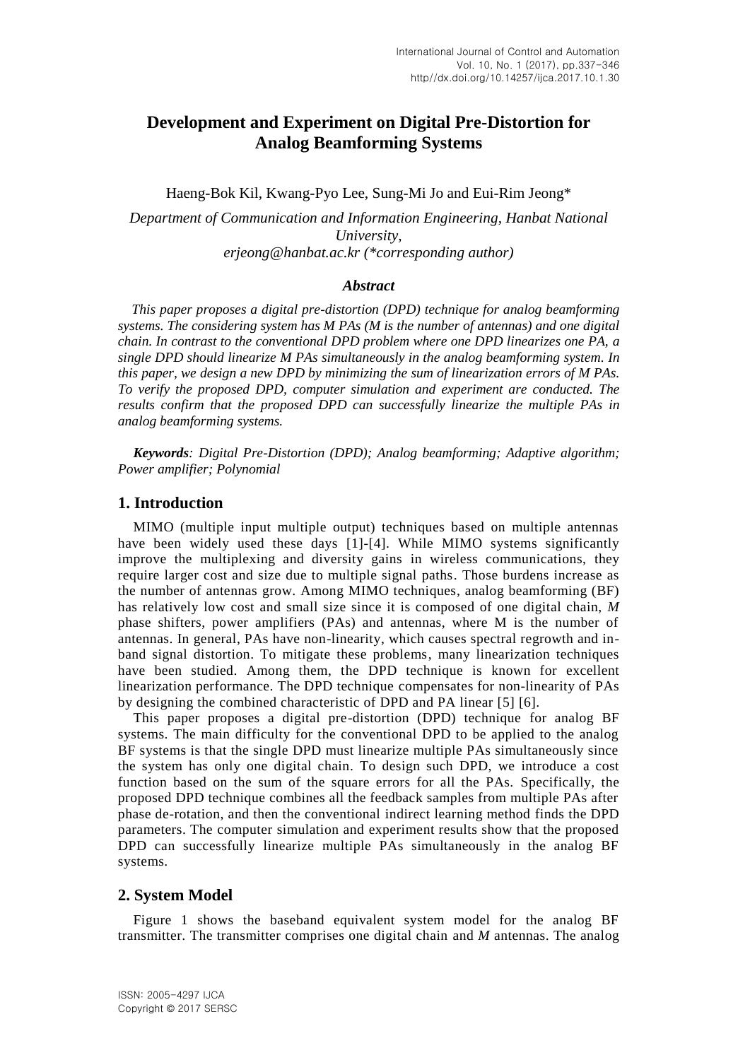# Development and Experiment on Digital Pre-Distortion for Analog Beamforming Systems

Haeng-Bok Kil, Kwang-Pyo Lee, Sung-Mi Jo and Eui-Rim Jeong*

*Department of Communication and Information Engineering, Hanbat National University,*
*erjeong@hanbat.ac.kr (*corresponding author)*

### *Abstract*

*This paper proposes a digital pre-distortion (DPD) technique for analog beamforming systems. The considering system has M PAs (M is the number of antennas) and one digital chain. In contrast to the conventional DPD problem where one DPD linearizes one PA, a single DPD should linearize M PAs simultaneously in the analog beamforming system. In this paper, we design a new DPD by minimizing the sum of linearization errors of M PAs. To verify the proposed DPD, computer simulation and experiment are conducted. The results confirm that the proposed DPD can successfully linearize the multiple PAs in analog beamforming systems.*

***Keywords**: Digital Pre-Distortion (DPD); Analog beamforming; Adaptive algorithm; Power amplifier; Polynomial*

## 1. Introduction

MIMO (multiple input multiple output) techniques based on multiple antennas have been widely used these days [1]-[4]. While MIMO systems significantly improve the multiplexing and diversity gains in wireless communications, they require larger cost and size due to multiple signal paths. Those burdens increase as the number of antennas grow. Among MIMO techniques, analog beamforming (BF) has relatively low cost and small size since it is composed of one digital chain, $M$ phase shifters, power amplifiers (PAs) and antennas, where M is the number of antennas. In general, PAs have non-linearity, which causes spectral regrowth and in-band signal distortion. To mitigate these problems, many linearization techniques have been studied. Among them, the DPD technique is known for excellent linearization performance. The DPD technique compensates for non-linearity of PAs by designing the combined characteristic of DPD and PA linear [5] [6].

This paper proposes a digital pre-distortion (DPD) technique for analog BF systems. The main difficulty for the conventional DPD to be applied to the analog BF systems is that the single DPD must linearize multiple PAs simultaneously since the system has only one digital chain. To design such DPD, we introduce a cost function based on the sum of the square errors for all the PAs. Specifically, the proposed DPD technique combines all the feedback samples from multiple PAs after phase de-rotation, and then the conventional indirect learning method finds the DPD parameters. The computer simulation and experiment results show that the proposed DPD can successfully linearize multiple PAs simultaneously in the analog BF systems.

## 2. System Model

Figure 1 shows the baseband equivalent system model for the analog BF transmitter. The transmitter comprises one digital chain and $M$ antennas. The analog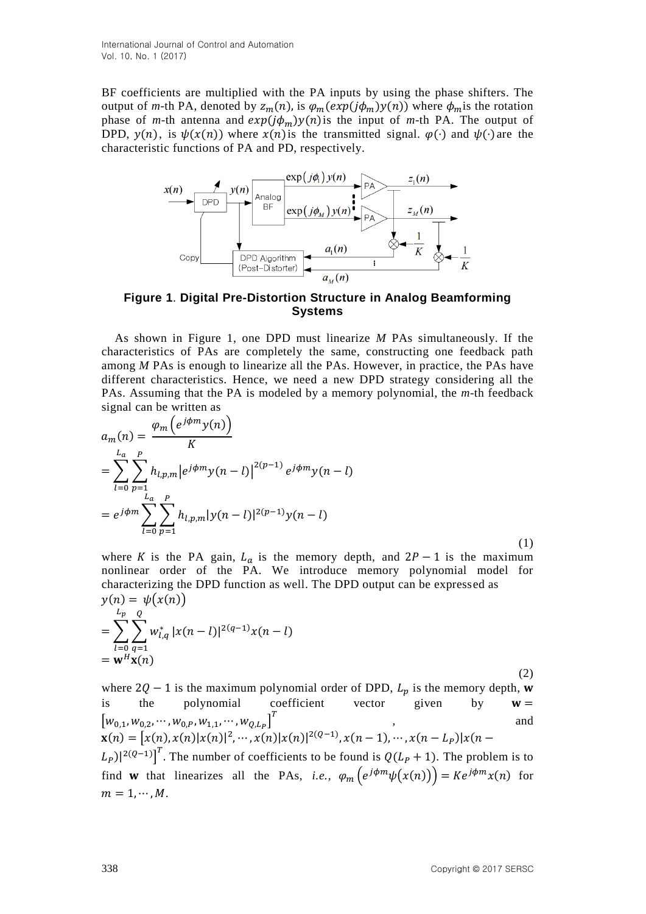BF coefficients are multiplied with the PA inputs by using the phase shifters. The output of $m$-th PA, denoted by $z_m(n)$, is $\varphi_m(exp(j\phi_m)y(n))$ where $\phi_m$ is the rotation phase of $m$-th antenna and $exp(j\phi_m)y(n)$ is the input of $m$-th PA. The output of DPD, $y(n)$, is $\psi(x(n))$ where $x(n)$ is the transmitted signal. $\varphi(\cdot)$ and $\psi(\cdot)$ are the characteristic functions of PA and PD, respectively.

**Figure 1**. **Digital Pre-Distortion Structure in Analog Beamforming Systems**

As shown in Figure 1, one DPD must linearize $M$ PAs simultaneously. If the characteristics of PAs are completely the same, constructing one feedback path among $M$ PAs is enough to linearize all the PAs. However, in practice, the PAs have different characteristics. Hence, we need a new DPD strategy considering all the PAs. Assuming that the PA is modeled by a memory polynomial, the $m$-th feedback signal can be written as

$$
\begin{aligned}
a_m(n) &= \frac{\varphi_m\left(e^{j\phi m}y(n)\right)}{K} \\
&= \sum_{l=0}^{L_a}\sum_{p=1}^{P} h_{l,p,m}\left|e^{j\phi m}y(n-l)\right|^{2(p-1)} e^{j\phi m}y(n-l) \\
&= e^{j\phi m}\sum_{l=0}^{L_a}\sum_{p=1}^{P} h_{l,p,m}|y(n-l)|^{2(p-1)}y(n-l)
\end{aligned} \tag{1}
$$

where $K$ is the PA gain, $L_a$ is the memory depth, and $2P-1$ is the maximum nonlinear order of the PA. We introduce memory polynomial model for characterizing the DPD function as well. The DPD output can be expressed as

$$
\begin{aligned}
y(n) &= \psi\left(x(n)\right) \\
&= \sum_{l=0}^{L_p}\sum_{q=1}^{Q} w_{l,q}^{*}\,|x(n-l)|^{2(q-1)}x(n-l) \\
&= \mathbf{w}^{H}\mathbf{x}(n)
\end{aligned} \tag{2}
$$

where $2Q-1$ is the maximum polynomial order of DPD, $L_p$ is the memory depth, $\mathbf{w}$ is the polynomial coefficient vector given by $\mathbf{w} = \left[w_{0,1}, w_{0,2}, \cdots, w_{0,P}, w_{1,1}, \cdots, w_{Q,L_P}\right]^T$, and $\mathbf{x}(n) = \left[x(n), x(n)|x(n)|^2, \cdots, x(n)|x(n)|^{2(Q-1)}, x(n-1), \cdots, x(n-L_P)|x(n-L_P)|^{2(Q-1)}\right]^T$. The number of coefficients to be found is $Q(L_P+1)$. The problem is to find $\mathbf{w}$ that linearizes all the PAs, *i.e.*, $\varphi_m\left(e^{j\phi m}\psi\left(x(n)\right)\right) = Ke^{j\phi m}x(n)$ for $m = 1, \cdots, M$.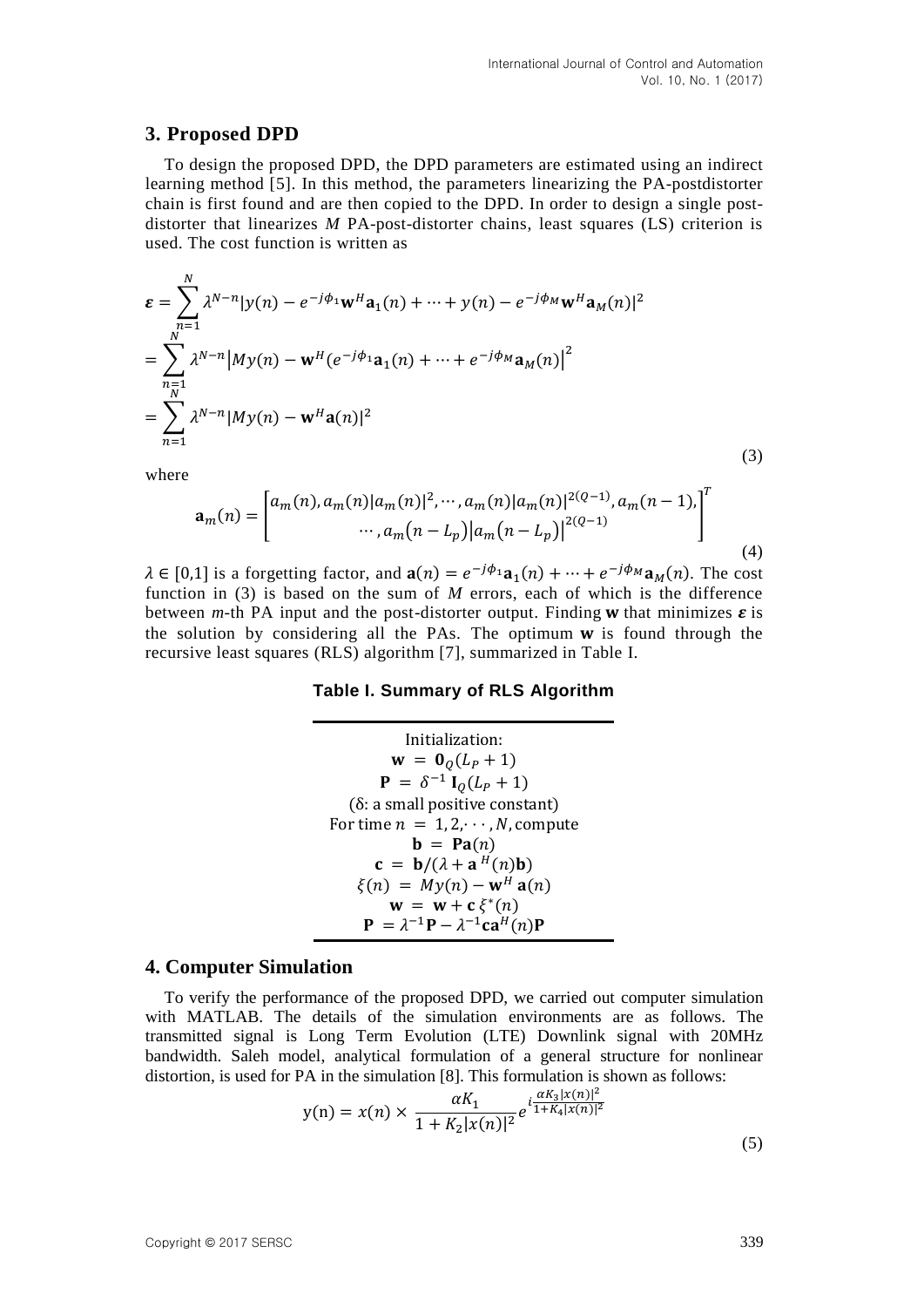## 3. Proposed DPD

To design the proposed DPD, the DPD parameters are estimated using an indirect learning method [5]. In this method, the parameters linearizing the PA-postdistorter chain is first found and are then copied to the DPD. In order to design a single post-distorter that linearizes $M$ PA-post-distorter chains, least squares (LS) criterion is used. The cost function is written as

$$
\begin{aligned}
\boldsymbol{\varepsilon} &= \sum_{n=1}^{N} \lambda^{N-n} |y(n) - e^{-j\phi_1}\mathbf{w}^H\mathbf{a}_1(n) + \cdots + y(n) - e^{-j\phi_M}\mathbf{w}^H\mathbf{a}_M(n)|^2 \\
&= \sum_{n=1}^{N} \lambda^{N-n} \left| My(n) - \mathbf{w}^H(e^{-j\phi_1}\mathbf{a}_1(n) + \cdots + e^{-j\phi_M}\mathbf{a}_M(n) \right|^2 \\
&= \sum_{n=1}^{N} \lambda^{N-n} |My(n) - \mathbf{w}^H\mathbf{a}(n)|^2
\end{aligned}
\tag{3}
$$

where

$$
\mathbf{a}_m(n) = \begin{bmatrix} a_m(n), a_m(n)|a_m(n)|^2, \cdots, a_m(n)|a_m(n)|^{2(Q-1)}, a_m(n-1), \\ \cdots, a_m(n-L_p)\left|a_m(n-L_p)\right|^{2(Q-1)} \end{bmatrix}^T
\tag{4}
$$

$\lambda \in [0,1]$ is a forgetting factor, and $\mathbf{a}(n) = e^{-j\phi_1}\mathbf{a}_1(n) + \cdots + e^{-j\phi_M}\mathbf{a}_M(n)$. The cost function in (3) is based on the sum of $M$ errors, each of which is the difference between $m$-th PA input and the post-distorter output. Finding $\mathbf{w}$ that minimizes $\boldsymbol{\varepsilon}$ is the solution by considering all the PAs. The optimum $\mathbf{w}$ is found through the recursive least squares (RLS) algorithm [7], summarized in Table I.

**Table I. Summary of RLS Algorithm**

| |
|---|
| Initialization: |
| $\mathbf{w} = \mathbf{0}_Q(L_P + 1)$ |
| $\mathbf{P} = \delta^{-1}\,\mathbf{I}_Q(L_P + 1)$ |
| ($\delta$: a small positive constant) |
| For time $n = 1, 2, \cdots, N$, compute |
| $\mathbf{b} = \mathbf{P}\mathbf{a}(n)$ |
| $\mathbf{c} = \mathbf{b}/(\lambda + \mathbf{a}^H(n)\mathbf{b})$ |
| $\xi(n) = My(n) - \mathbf{w}^H\,\mathbf{a}(n)$ |
| $\mathbf{w} = \mathbf{w} + \mathbf{c}\,\xi^*(n)$ |
| $\mathbf{P} = \lambda^{-1}\mathbf{P} - \lambda^{-1}\mathbf{c}\mathbf{a}^H(n)\mathbf{P}$ |

## 4. Computer Simulation

To verify the performance of the proposed DPD, we carried out computer simulation with MATLAB. The details of the simulation environments are as follows. The transmitted signal is Long Term Evolution (LTE) Downlink signal with 20MHz bandwidth. Saleh model, analytical formulation of a general structure for nonlinear distortion, is used for PA in the simulation [8]. This formulation is shown as follows:

$$
\mathrm{y(n)} = x(n) \times \frac{\alpha K_1}{1 + K_2|x(n)|^2} e^{i\frac{\alpha K_3|x(n)|^2}{1+K_4|x(n)|^2}}
\tag{5}
$$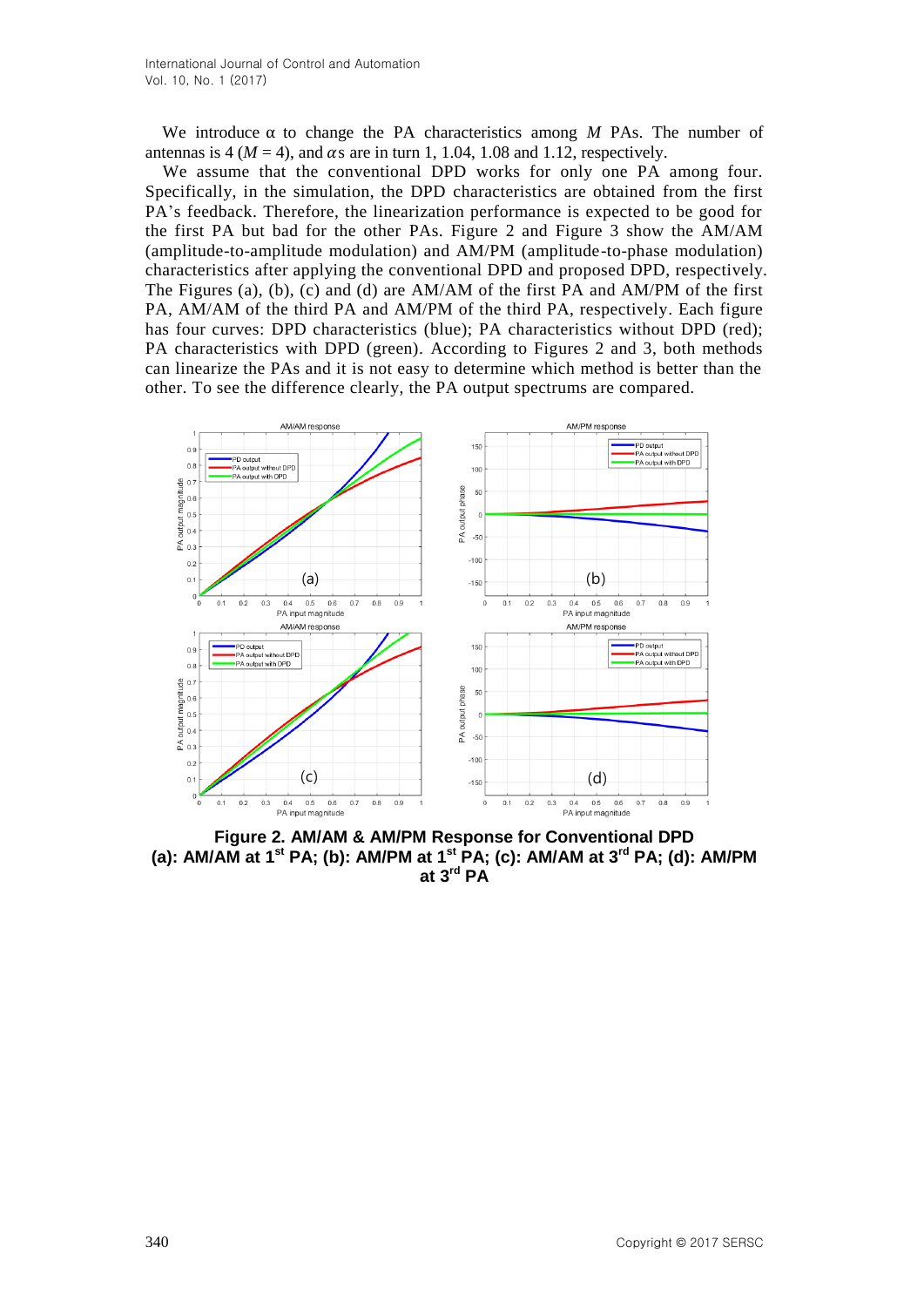We introduce α to change the PA characteristics among $M$ PAs. The number of antennas is 4 ($M$ = 4), and $\alpha$s are in turn 1, 1.04, 1.08 and 1.12, respectively.

We assume that the conventional DPD works for only one PA among four. Specifically, in the simulation, the DPD characteristics are obtained from the first PA's feedback. Therefore, the linearization performance is expected to be good for the first PA but bad for the other PAs. Figure 2 and Figure 3 show the AM/AM (amplitude-to-amplitude modulation) and AM/PM (amplitude-to-phase modulation) characteristics after applying the conventional DPD and proposed DPD, respectively. The Figures (a), (b), (c) and (d) are AM/AM of the first PA and AM/PM of the first PA, AM/AM of the third PA and AM/PM of the third PA, respectively. Each figure has four curves: DPD characteristics (blue); PA characteristics without DPD (red); PA characteristics with DPD (green). According to Figures 2 and 3, both methods can linearize the PAs and it is not easy to determine which method is better than the other. To see the difference clearly, the PA output spectrums are compared.

**Figure 2. AM/AM & AM/PM Response for Conventional DPD (a): AM/AM at 1st PA; (b): AM/PM at 1st PA; (c): AM/AM at 3rd PA; (d): AM/PM at 3rd PA**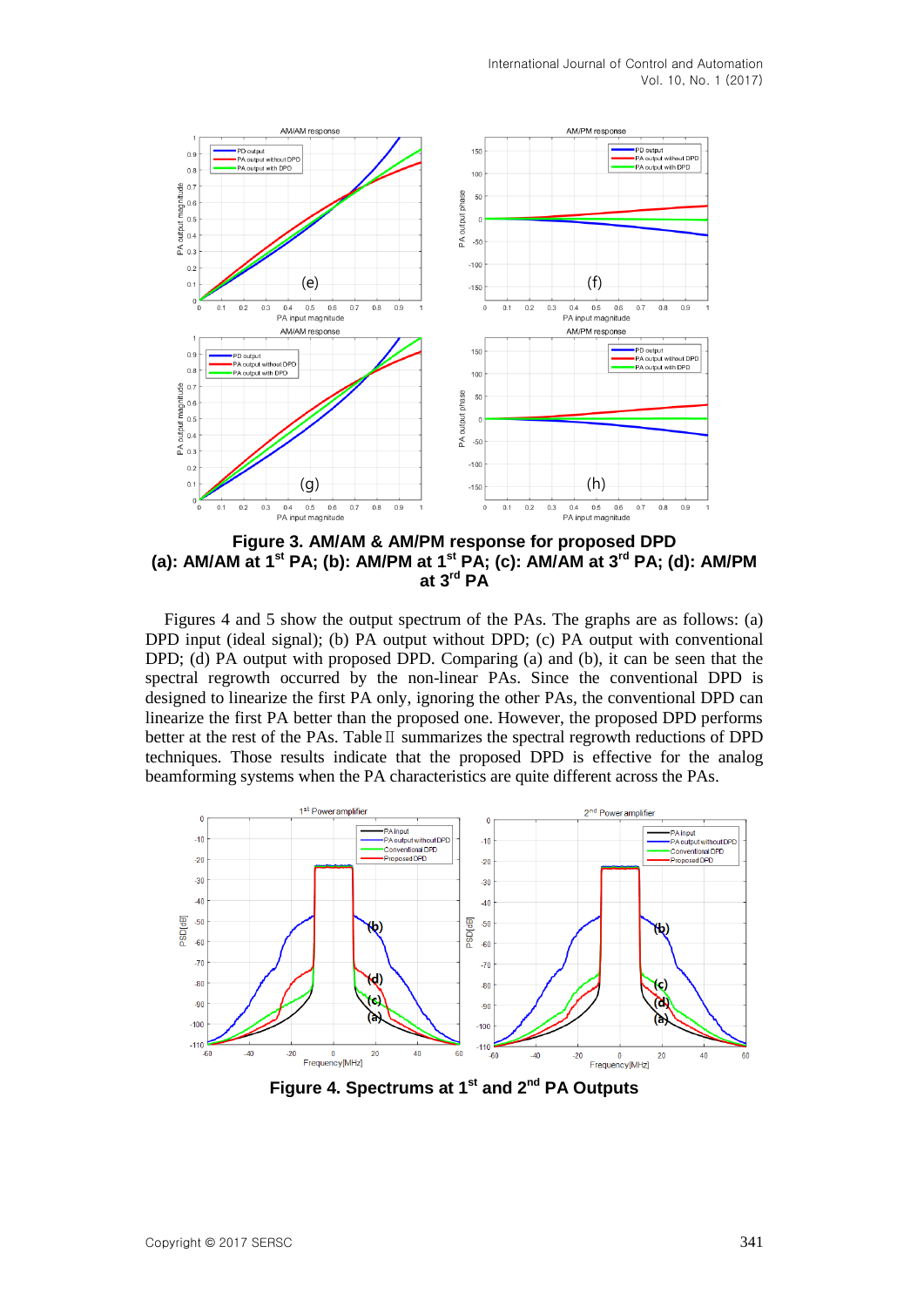**Figure 3. AM/AM & AM/PM response for proposed DPD (a): AM/AM at 1st PA; (b): AM/PM at 1st PA; (c): AM/AM at 3rd PA; (d): AM/PM at 3rd PA**

Figures 4 and 5 show the output spectrum of the PAs. The graphs are as follows: (a) DPD input (ideal signal); (b) PA output without DPD; (c) PA output with conventional DPD; (d) PA output with proposed DPD. Comparing (a) and (b), it can be seen that the spectral regrowth occurred by the non-linear PAs. Since the conventional DPD is designed to linearize the first PA only, ignoring the other PAs, the conventional DPD can linearize the first PA better than the proposed one. However, the proposed DPD performs better at the rest of the PAs. Table Ⅱ summarizes the spectral regrowth reductions of DPD techniques. Those results indicate that the proposed DPD is effective for the analog beamforming systems when the PA characteristics are quite different across the PAs.

**Figure 4. Spectrums at 1st and 2nd PA Outputs**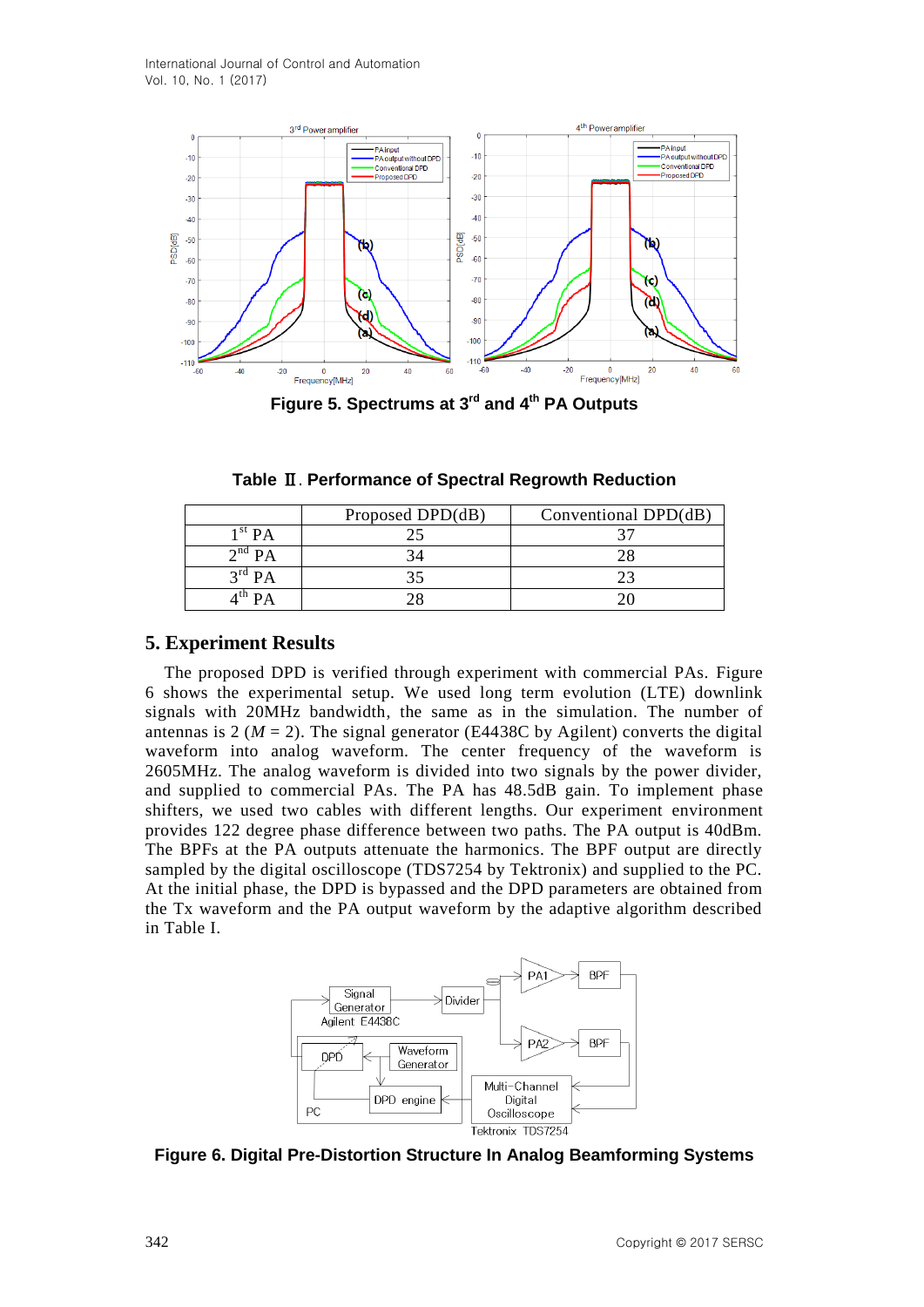**Figure 5. Spectrums at 3rd and 4th PA Outputs**

**Table Ⅱ. Performance of Spectral Regrowth Reduction**

| | Proposed DPD(dB) | Conventional DPD(dB) |
|---|---|---|
| 1st PA | 25 | 37 |
| 2nd PA | 34 | 28 |
| 3rd PA | 35 | 23 |
| 4th PA | 28 | 20 |

## 5. Experiment Results

The proposed DPD is verified through experiment with commercial PAs. Figure 6 shows the experimental setup. We used long term evolution (LTE) downlink signals with 20MHz bandwidth, the same as in the simulation. The number of antennas is 2 ($M = 2$). The signal generator (E4438C by Agilent) converts the digital waveform into analog waveform. The center frequency of the waveform is 2605MHz. The analog waveform is divided into two signals by the power divider, and supplied to commercial PAs. The PA has 48.5dB gain. To implement phase shifters, we used two cables with different lengths. Our experiment environment provides 122 degree phase difference between two paths. The PA output is 40dBm. The BPFs at the PA outputs attenuate the harmonics. The BPF output are directly sampled by the digital oscilloscope (TDS7254 by Tektronix) and supplied to the PC. At the initial phase, the DPD is bypassed and the DPD parameters are obtained from the Tx waveform and the PA output waveform by the adaptive algorithm described in Table I.

**Figure 6. Digital Pre-Distortion Structure In Analog Beamforming Systems**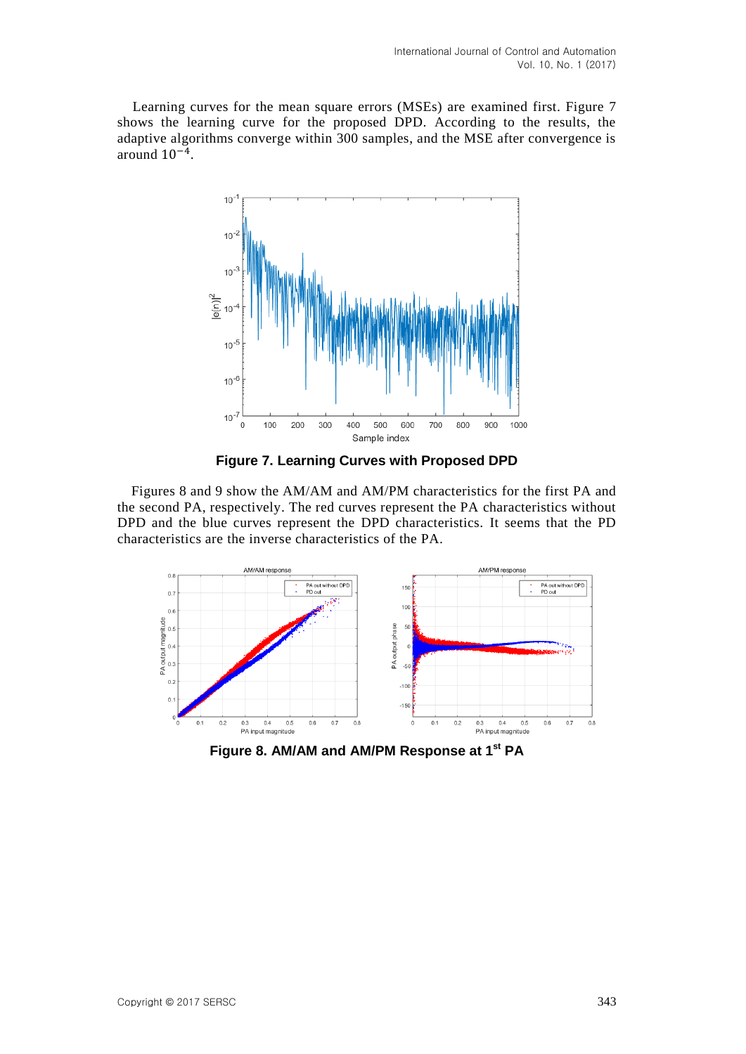Learning curves for the mean square errors (MSEs) are examined first. Figure 7 shows the learning curve for the proposed DPD. According to the results, the adaptive algorithms converge within 300 samples, and the MSE after convergence is around $10^{-4}$.

**Figure 7. Learning Curves with Proposed DPD**

Figures 8 and 9 show the AM/AM and AM/PM characteristics for the first PA and the second PA, respectively. The red curves represent the PA characteristics without DPD and the blue curves represent the DPD characteristics. It seems that the PD characteristics are the inverse characteristics of the PA.

**Figure 8. AM/AM and AM/PM Response at 1st PA**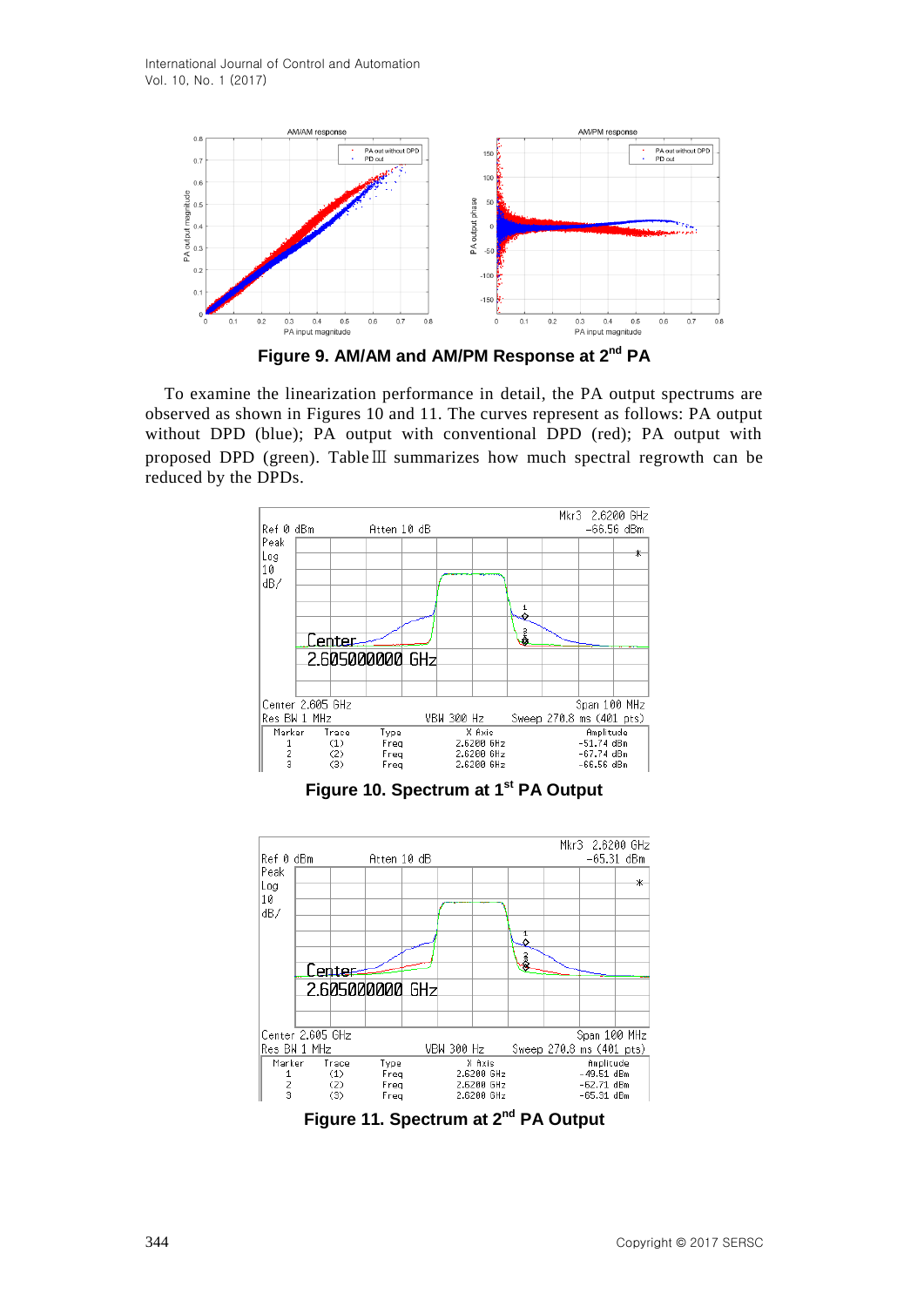**Figure 9. AM/AM and AM/PM Response at 2[nd] PA**

To examine the linearization performance in detail, the PA output spectrums are observed as shown in Figures 10 and 11. The curves represent as follows: PA output without DPD (blue); PA output with conventional DPD (red); PA output with proposed DPD (green). TableⅢ summarizes how much spectral regrowth can be reduced by the DPDs.

**Figure 10. Spectrum at 1[st] PA Output**

**Figure 11. Spectrum at 2[nd] PA Output**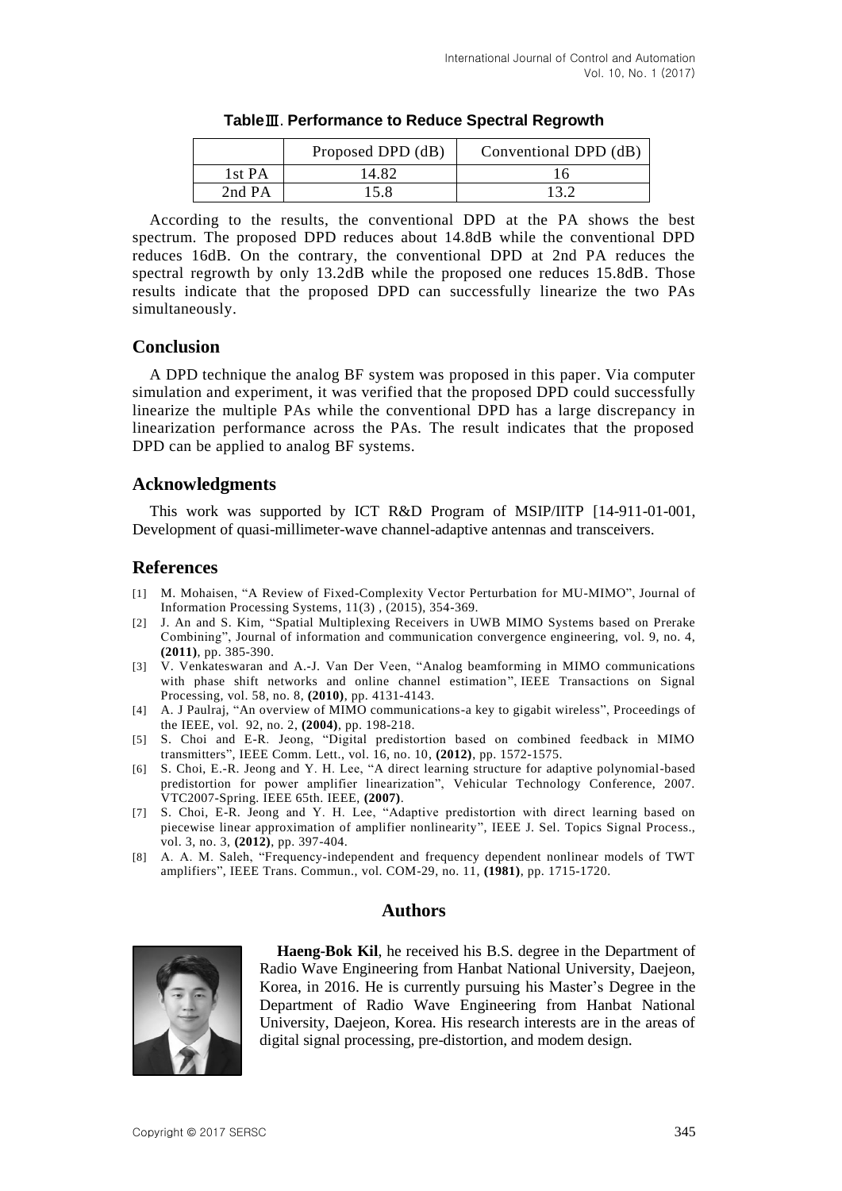**Table Ⅲ. Performance to Reduce Spectral Regrowth**

| | Proposed DPD (dB) | Conventional DPD (dB) |
|---|---|---|
| 1st PA | 14.82 | 16 |
| 2nd PA | 15.8 | 13.2 |

According to the results, the conventional DPD at the PA shows the best spectrum. The proposed DPD reduces about 14.8dB while the conventional DPD reduces 16dB. On the contrary, the conventional DPD at 2nd PA reduces the spectral regrowth by only 13.2dB while the proposed one reduces 15.8dB. Those results indicate that the proposed DPD can successfully linearize the two PAs simultaneously.

## Conclusion

A DPD technique the analog BF system was proposed in this paper. Via computer simulation and experiment, it was verified that the proposed DPD could successfully linearize the multiple PAs while the conventional DPD has a large discrepancy in linearization performance across the PAs. The result indicates that the proposed DPD can be applied to analog BF systems.

## Acknowledgments

This work was supported by ICT R&D Program of MSIP/IITP [14-911-01-001, Development of quasi-millimeter-wave channel-adaptive antennas and transceivers.

## References

[1] M. Mohaisen, "A Review of Fixed-Complexity Vector Perturbation for MU-MIMO", Journal of Information Processing Systems, 11(3) , (2015), 354-369.

[2] J. An and S. Kim, "Spatial Multiplexing Receivers in UWB MIMO Systems based on Prerake Combining", Journal of information and communication convergence engineering, vol. 9, no. 4, **(2011)**, pp. 385-390.

[3] V. Venkateswaran and A.-J. Van Der Veen, "Analog beamforming in MIMO communications with phase shift networks and online channel estimation", IEEE Transactions on Signal Processing, vol. 58, no. 8, **(2010)**, pp. 4131-4143.

[4] A. J Paulraj, "An overview of MIMO communications-a key to gigabit wireless", Proceedings of the IEEE, vol. 92, no. 2, **(2004)**, pp. 198-218.

[5] S. Choi and E-R. Jeong, "Digital predistortion based on combined feedback in MIMO transmitters", IEEE Comm. Lett., vol. 16, no. 10, **(2012)**, pp. 1572-1575.

[6] S. Choi, E.-R. Jeong and Y. H. Lee, "A direct learning structure for adaptive polynomial-based predistortion for power amplifier linearization", Vehicular Technology Conference, 2007. VTC2007-Spring. IEEE 65th. IEEE, **(2007)**.

[7] S. Choi, E-R. Jeong and Y. H. Lee, "Adaptive predistortion with direct learning based on piecewise linear approximation of amplifier nonlinearity", IEEE J. Sel. Topics Signal Process., vol. 3, no. 3, **(2012)**, pp. 397-404.

[8] A. A. M. Saleh, "Frequency-independent and frequency dependent nonlinear models of TWT amplifiers", IEEE Trans. Commun., vol. COM-29, no. 11, **(1981)**, pp. 1715-1720.

## Authors

**Haeng-Bok Kil**, he received his B.S. degree in the Department of Radio Wave Engineering from Hanbat National University, Daejeon, Korea, in 2016. He is currently pursuing his Master's Degree in the Department of Radio Wave Engineering from Hanbat National University, Daejeon, Korea. His research interests are in the areas of digital signal processing, pre-distortion, and modem design.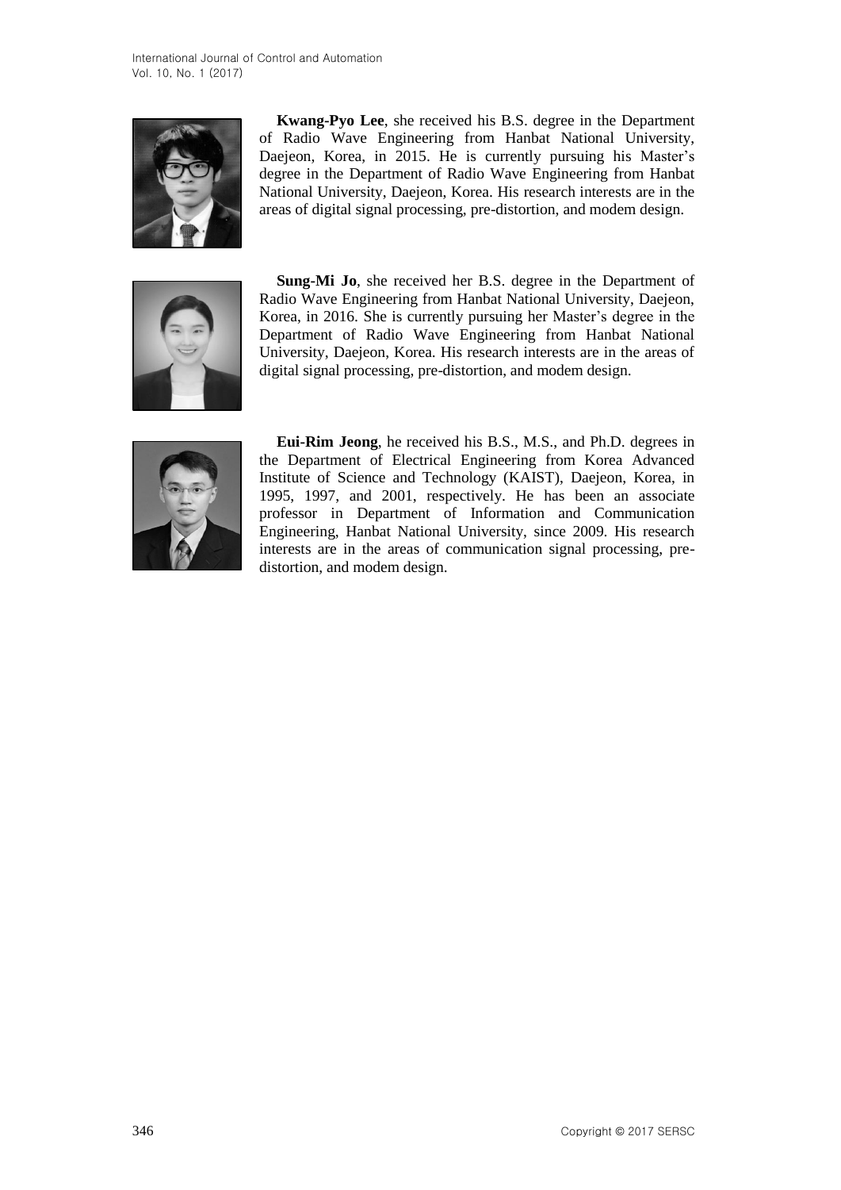**Kwang-Pyo Lee**, she received his B.S. degree in the Department of Radio Wave Engineering from Hanbat National University, Daejeon, Korea, in 2015. He is currently pursuing his Master's degree in the Department of Radio Wave Engineering from Hanbat National University, Daejeon, Korea. His research interests are in the areas of digital signal processing, pre-distortion, and modem design.

**Sung-Mi Jo**, she received her B.S. degree in the Department of Radio Wave Engineering from Hanbat National University, Daejeon, Korea, in 2016. She is currently pursuing her Master's degree in the Department of Radio Wave Engineering from Hanbat National University, Daejeon, Korea. His research interests are in the areas of digital signal processing, pre-distortion, and modem design.

**Eui-Rim Jeong**, he received his B.S., M.S., and Ph.D. degrees in the Department of Electrical Engineering from Korea Advanced Institute of Science and Technology (KAIST), Daejeon, Korea, in 1995, 1997, and 2001, respectively. He has been an associate professor in Department of Information and Communication Engineering, Hanbat National University, since 2009. His research interests are in the areas of communication signal processing, pre-distortion, and modem design.